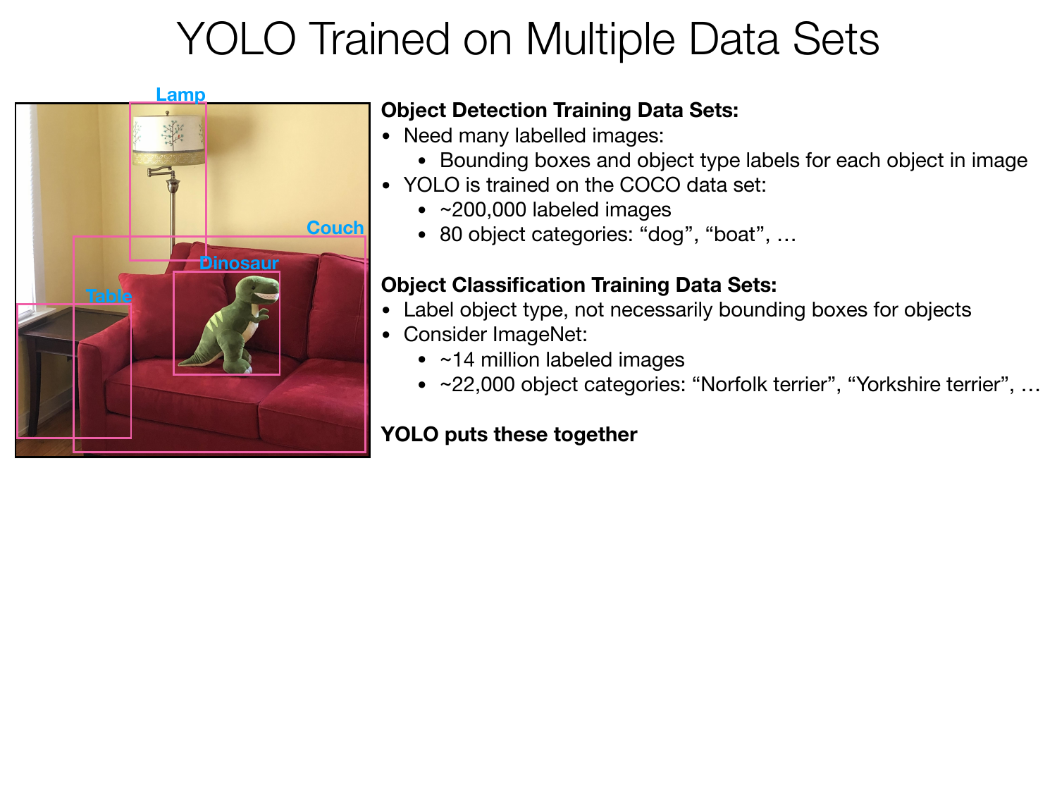# YOLO Trained on Multiple Data Sets

**Object Detection Training Data Sets:**

- Need many labelled images:
  - Bounding boxes and object type labels for each object in image
- YOLO is trained on the COCO data set:
  - ~200,000 labeled images
  - 80 object categories: "dog", "boat", …

**Object Classification Training Data Sets:**

- Label object type, not necessarily bounding boxes for objects
- Consider ImageNet:
  - ~14 million labeled images
  - ~22,000 object categories: "Norfolk terrier", "Yorkshire terrier", …

**YOLO puts these together**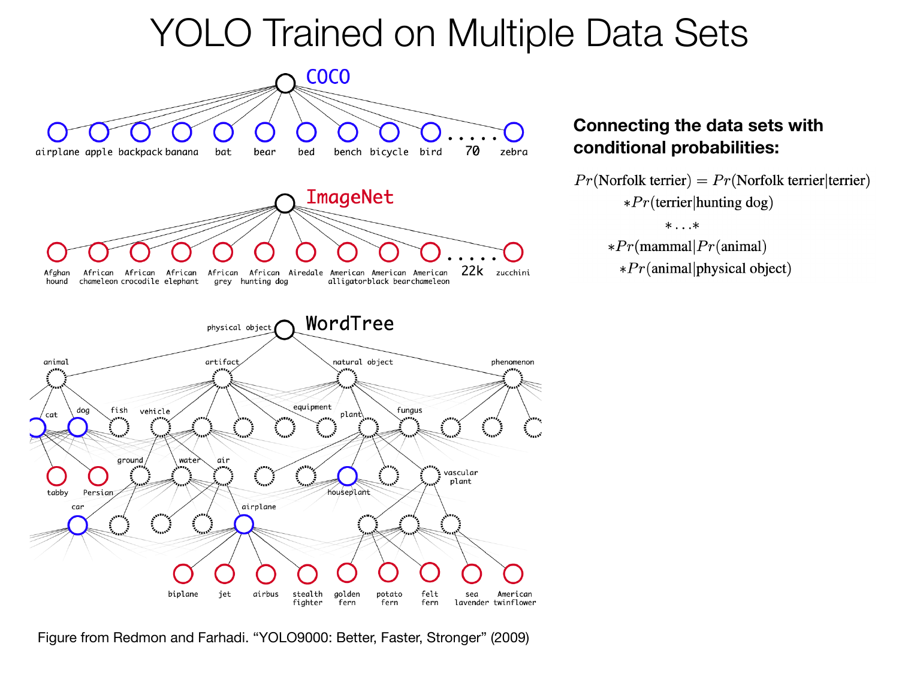# YOLO Trained on Multiple Data Sets

COCO

airplane apple backpack banana bat bear bed bench bicycle bird ..... 70 zebra

ImageNet

Afghan hound, African chameleon, African crocodile, African elephant, African grey, African hunting dog, Airedale, American alligator, American black bear, American chameleon ..... 22k zucchini

WordTree

physical object — animal, artifact, natural object, phenomenon; cat, dog, fish, vehicle, equipment, plant, fungus; tabby, Persian, ground, water, air, houseplant, vascular plant; car, airplane; biplane, jet, airbus, stealth fighter, golden fern, potato fern, felt fern, sea lavender, American twinflower

**Connecting the data sets with conditional probabilities:**

$$
\begin{aligned}
Pr(\text{Norfolk terrier}) = & \; Pr(\text{Norfolk terrier}|\text{terrier}) \\
& * Pr(\text{terrier}|\text{hunting dog}) \\
& * \ldots * \\
& * Pr(\text{mammal}|Pr(\text{animal}) \\
& * Pr(\text{animal}|\text{physical object})
\end{aligned}
$$

Figure from Redmon and Farhadi. "YOLO9000: Better, Faster, Stronger" (2009)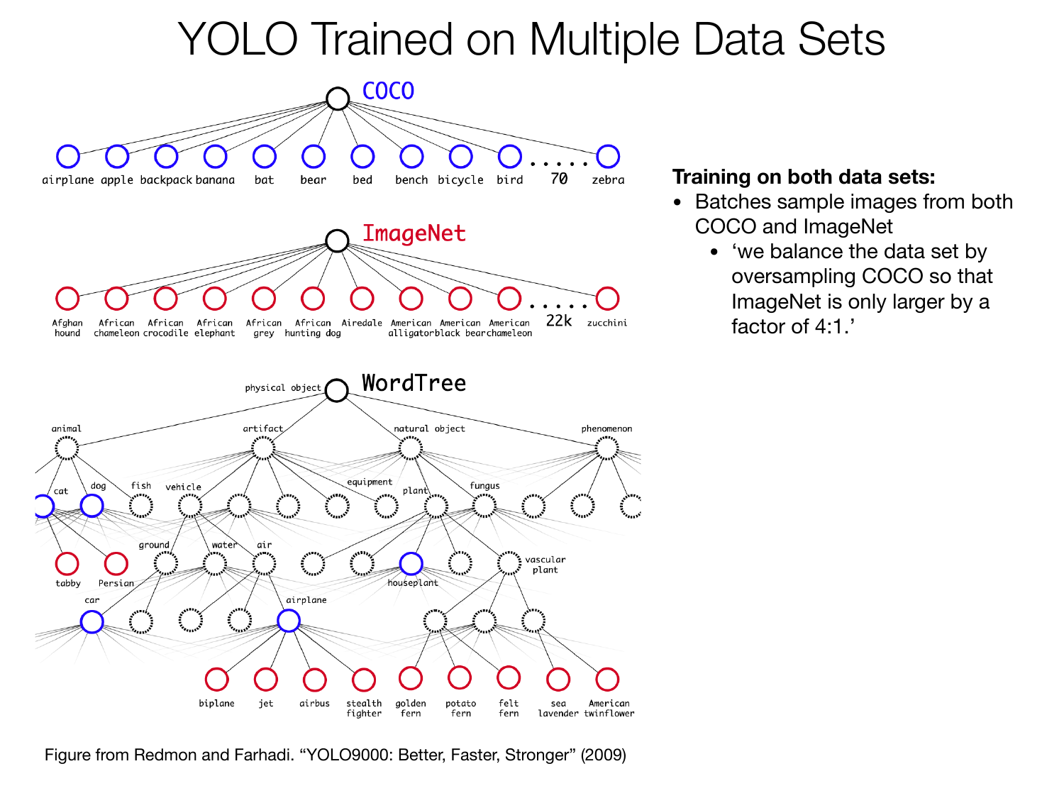# YOLO Trained on Multiple Data Sets

**Training on both data sets:**

- Batches sample images from both COCO and ImageNet
  - 'we balance the data set by oversampling COCO so that ImageNet is only larger by a factor of 4:1.'

Figure from Redmon and Farhadi. "YOLO9000: Better, Faster, Stronger" (2009)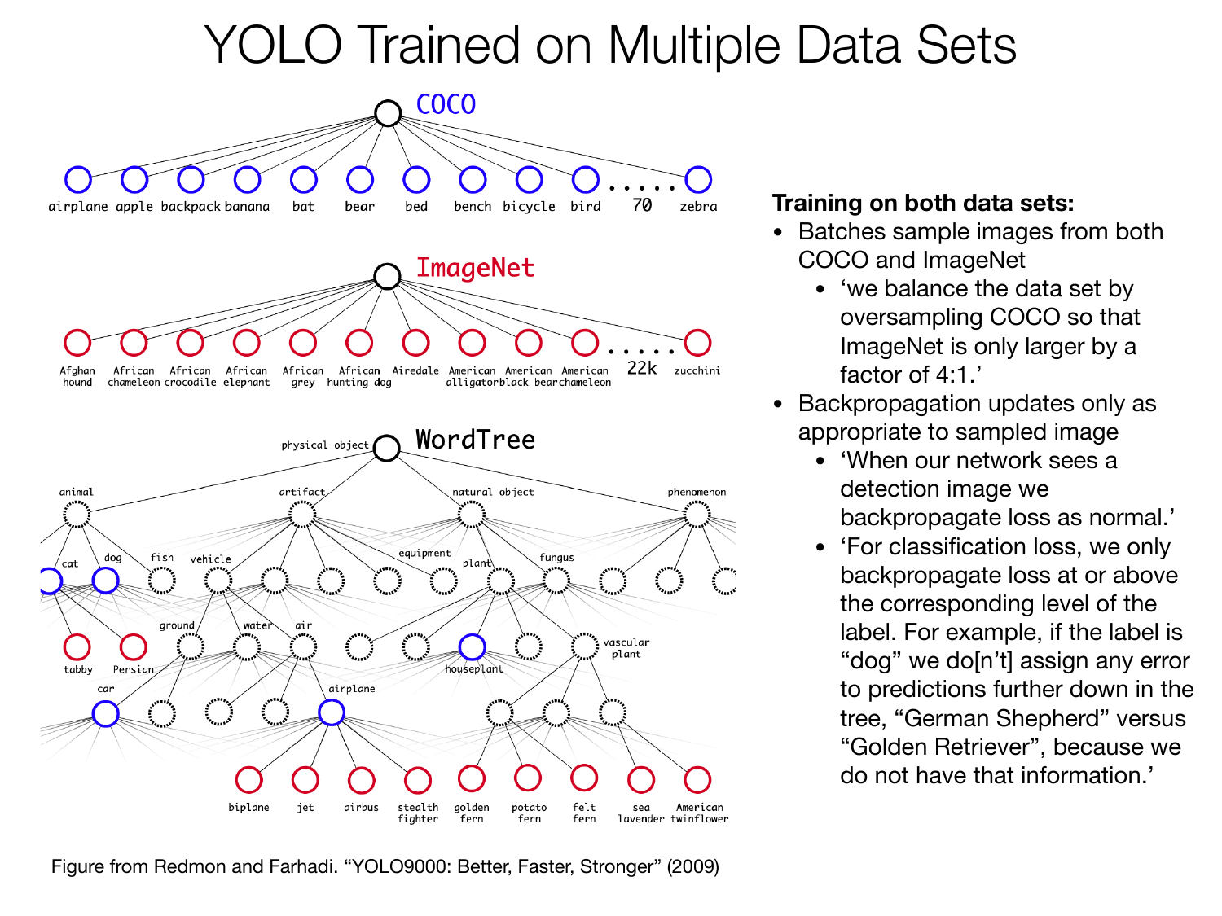# YOLO Trained on Multiple Data Sets

**Training on both data sets:**

- Batches sample images from both COCO and ImageNet
  - 'we balance the data set by oversampling COCO so that ImageNet is only larger by a factor of 4:1.'
- Backpropagation updates only as appropriate to sampled image
  - 'When our network sees a detection image we backpropagate loss as normal.'
  - 'For classification loss, we only backpropagate loss at or above the corresponding level of the label. For example, if the label is "dog" we do[n't] assign any error to predictions further down in the tree, "German Shepherd" versus "Golden Retriever", because we do not have that information.'

Figure from Redmon and Farhadi. "YOLO9000: Better, Faster, Stronger" (2009)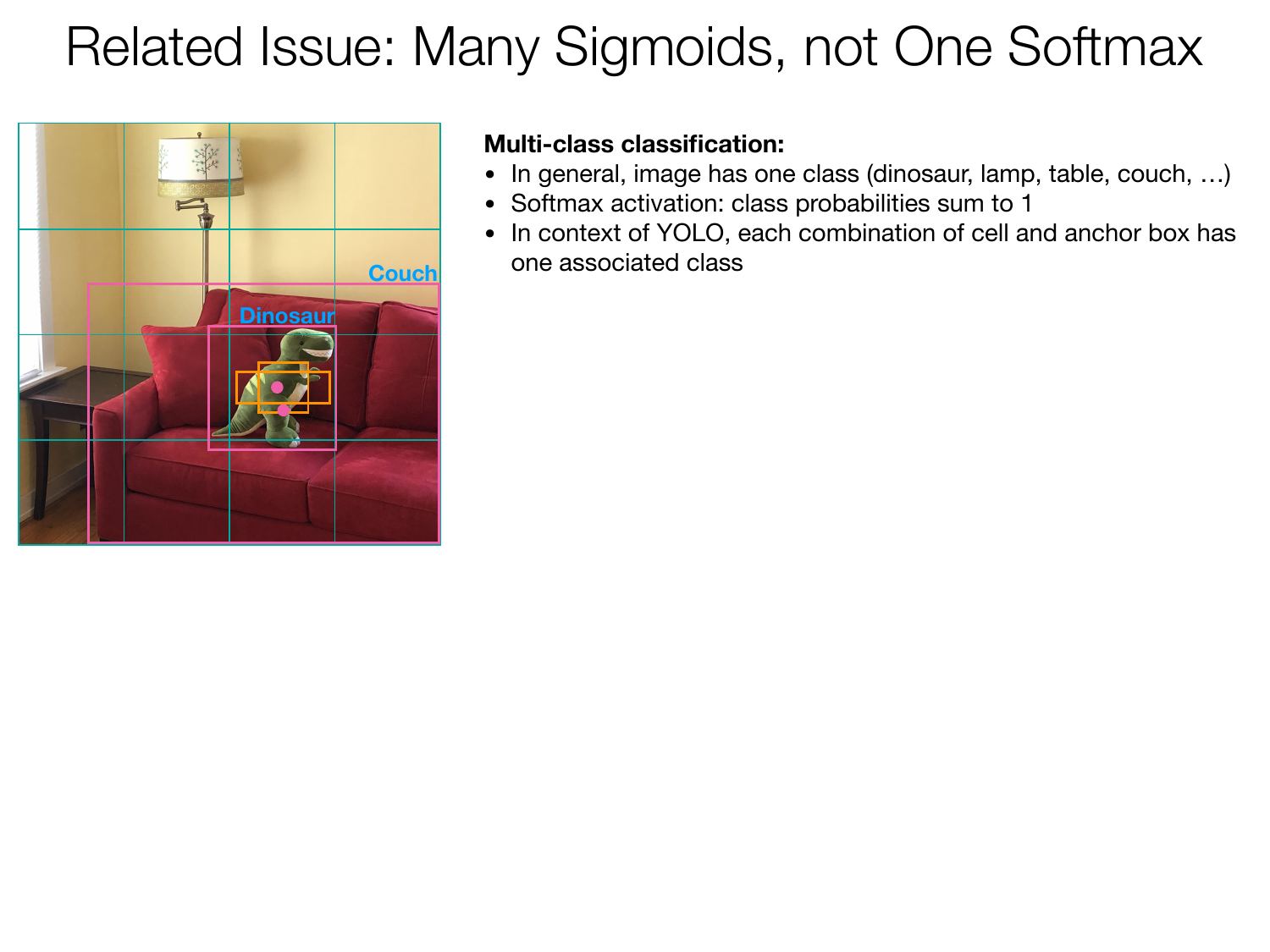# Related Issue: Many Sigmoids, not One Softmax

**Multi-class classification:**

- In general, image has one class (dinosaur, lamp, table, couch, …)
- Softmax activation: class probabilities sum to 1
- In context of YOLO, each combination of cell and anchor box has one associated class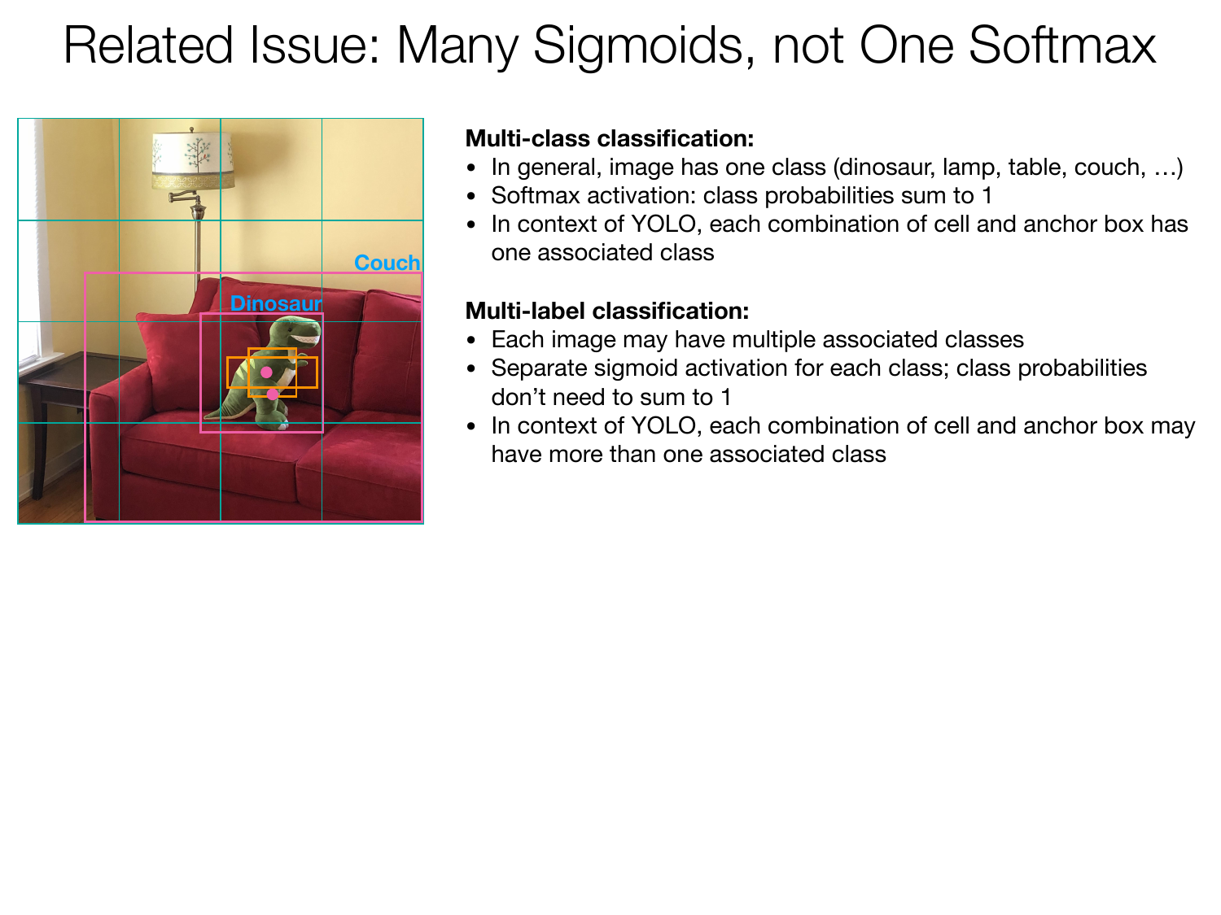# Related Issue: Many Sigmoids, not One Softmax

Couch

Dinosaur

**Multi-class classification:**

- In general, image has one class (dinosaur, lamp, table, couch, …)
- Softmax activation: class probabilities sum to 1
- In context of YOLO, each combination of cell and anchor box has one associated class

**Multi-label classification:**

- Each image may have multiple associated classes
- Separate sigmoid activation for each class; class probabilities don't need to sum to 1
- In context of YOLO, each combination of cell and anchor box may have more than one associated class